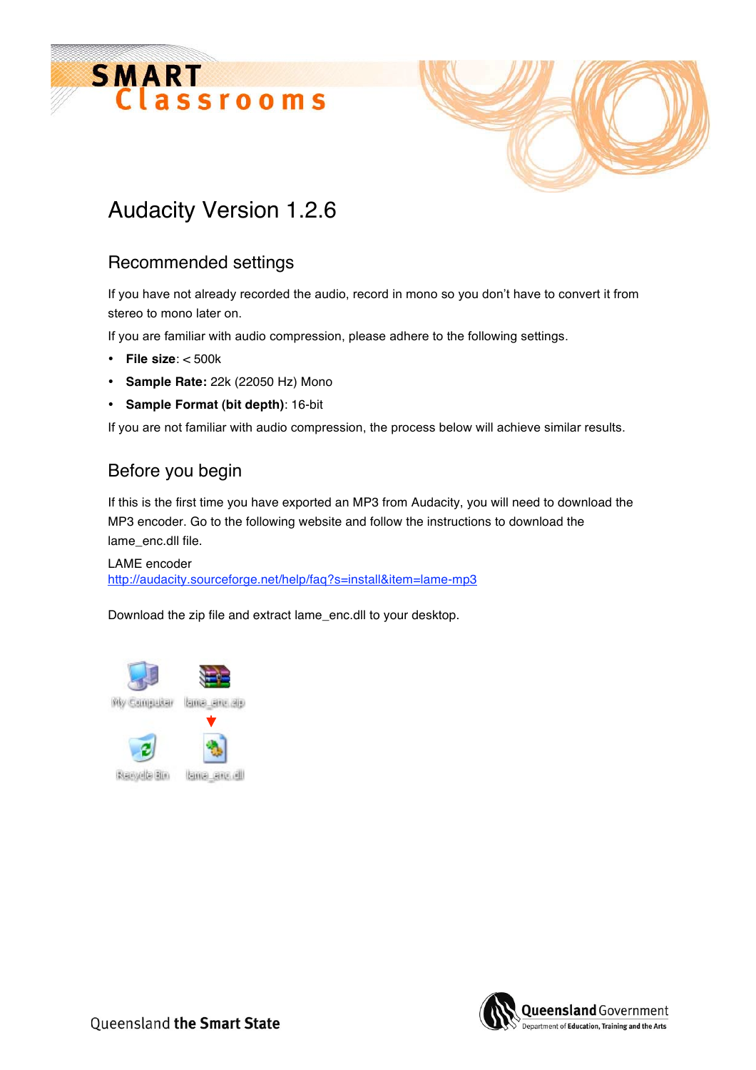# Audacity Version 1.2.6

## Recommended settings

If you have not already recorded the audio, record in mono so you don't have to convert it from stereo to mono later on.

If you are familiar with audio compression, please adhere to the following settings.

- **File size**: < 500k
- **Sample Rate:** 22k (22050 Hz) Mono
- **Sample Format (bit depth)**: 16-bit

If you are not familiar with audio compression, the process below will achieve similar results.

## Before you begin

If this is the first time you have exported an MP3 from Audacity, you will need to download the MP3 encoder. Go to the following website and follow the instructions to download the lame_enc.dll file.

LAME encoder
http://audacity.sourceforge.net/help/faq?s=install&item=lame-mp3

Download the zip file and extract lame_enc.dll to your desktop.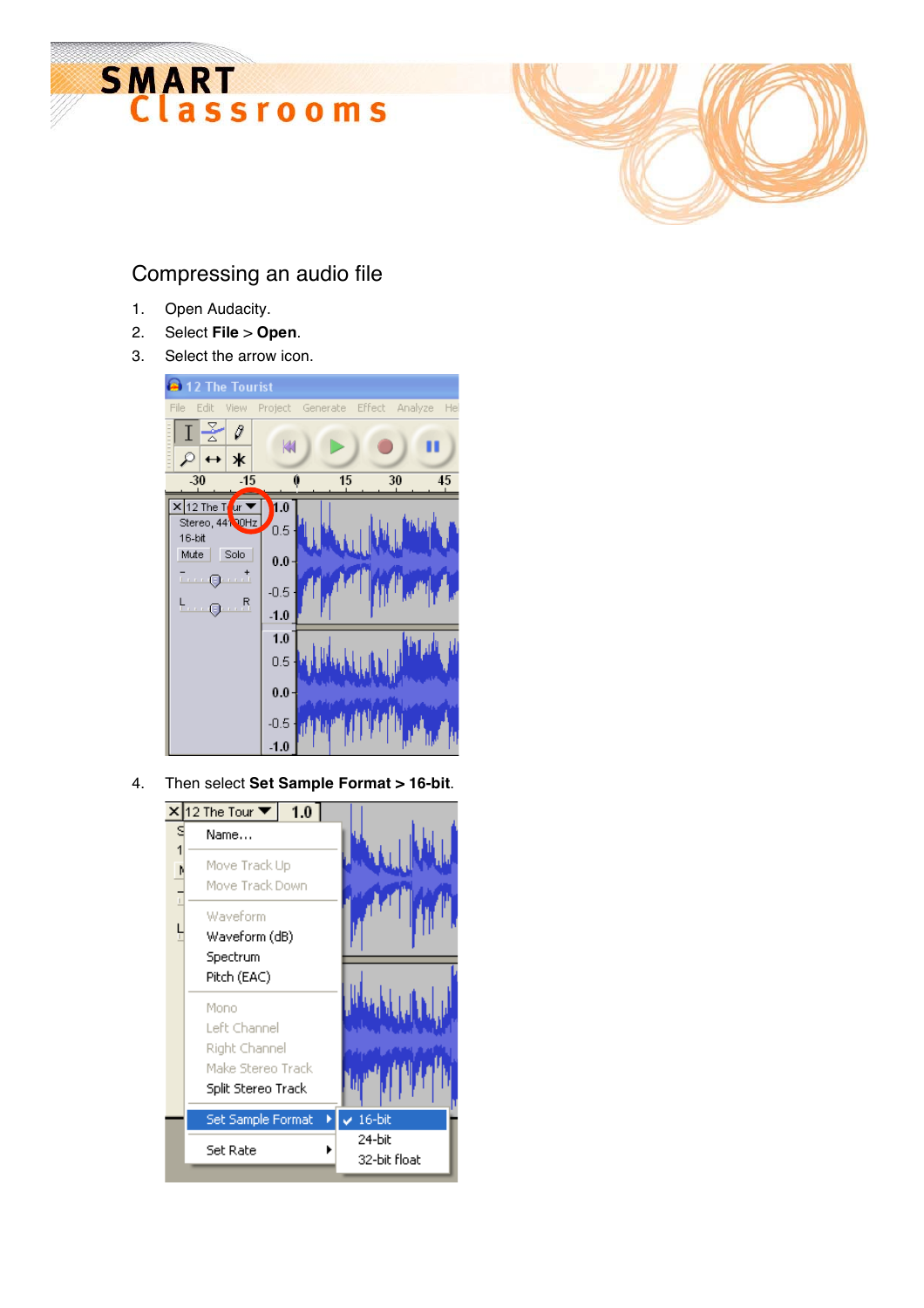## Compressing an audio file

1. Open Audacity.
2. Select **File** > **Open**.
3. Select the arrow icon.
4. Then select **Set Sample Format > 16-bit**.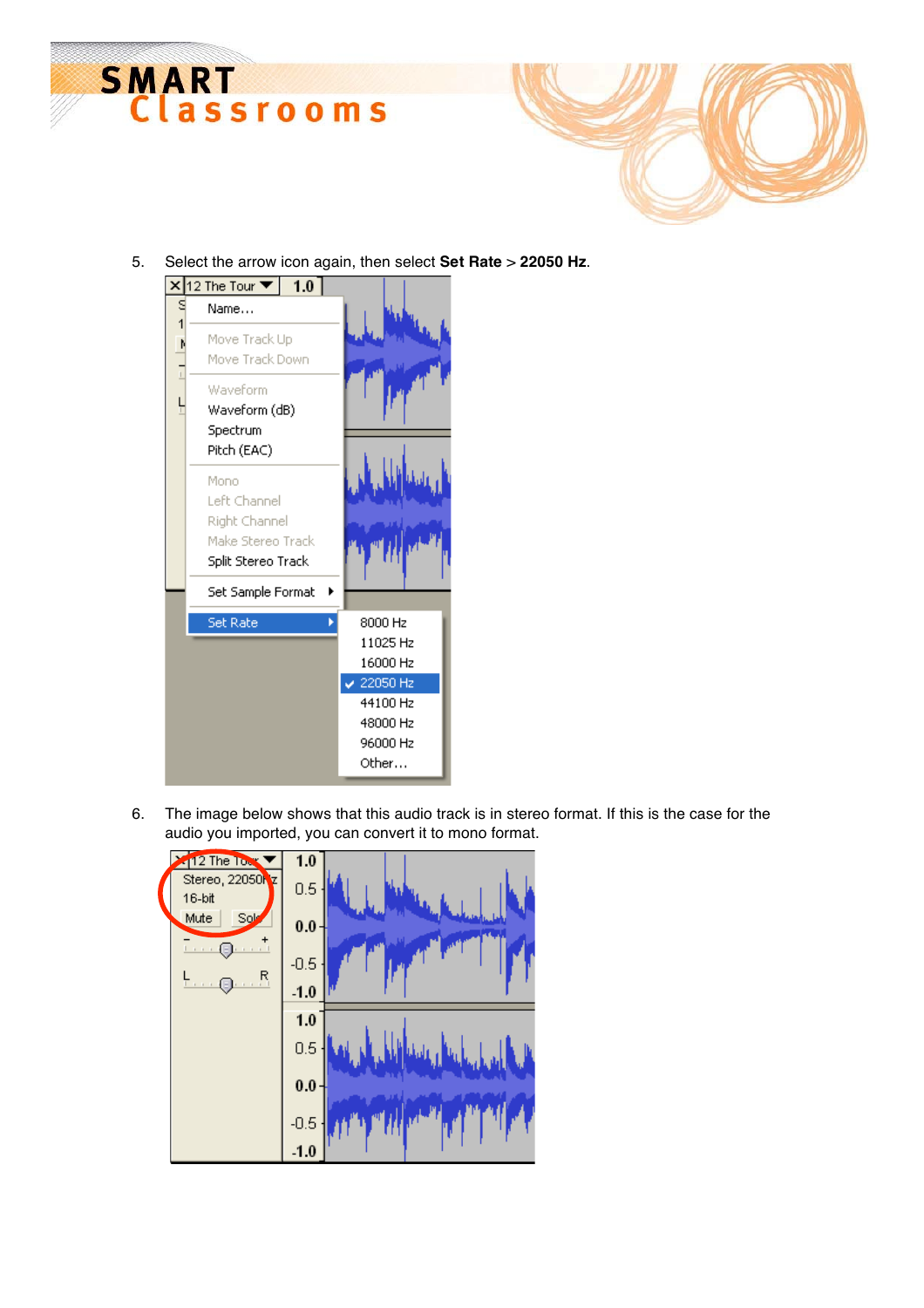5. Select the arrow icon again, then select **Set Rate** > **22050 Hz**.

6. The image below shows that this audio track is in stereo format. If this is the case for the audio you imported, you can convert it to mono format.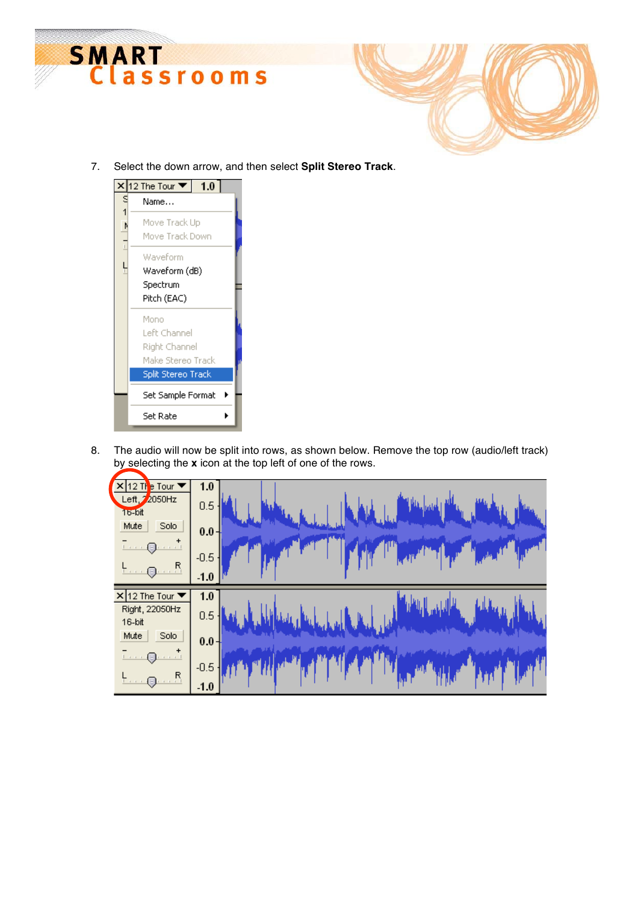7. Select the down arrow, and then select **Split Stereo Track**.

8. The audio will now be split into rows, as shown below. Remove the top row (audio/left track) by selecting the **x** icon at the top left of one of the rows.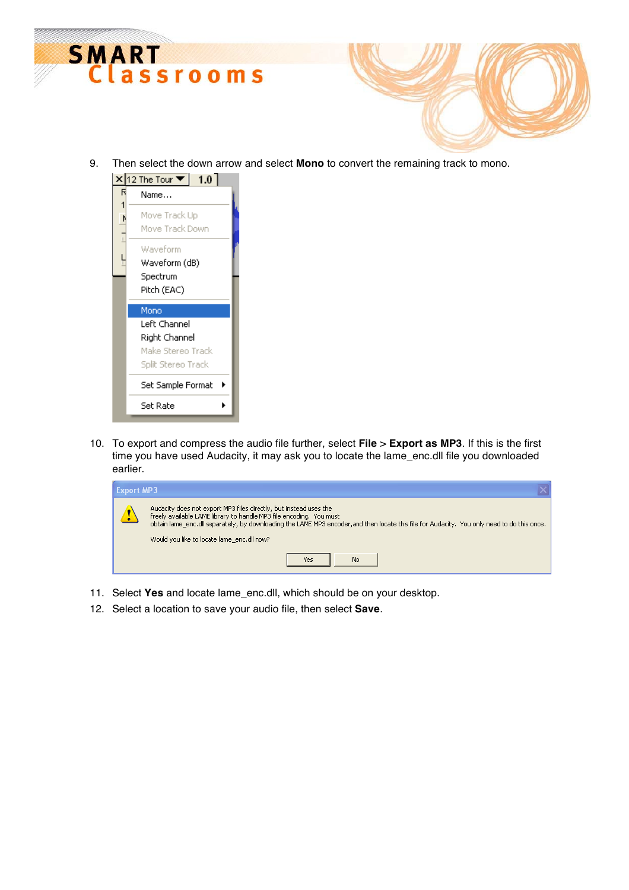9. Then select the down arrow and select **Mono** to convert the remaining track to mono.

10. To export and compress the audio file further, select **File** > **Export as MP3**. If this is the first time you have used Audacity, it may ask you to locate the lame_enc.dll file you downloaded earlier.

11. Select **Yes** and locate lame_enc.dll, which should be on your desktop.

12. Select a location to save your audio file, then select **Save**.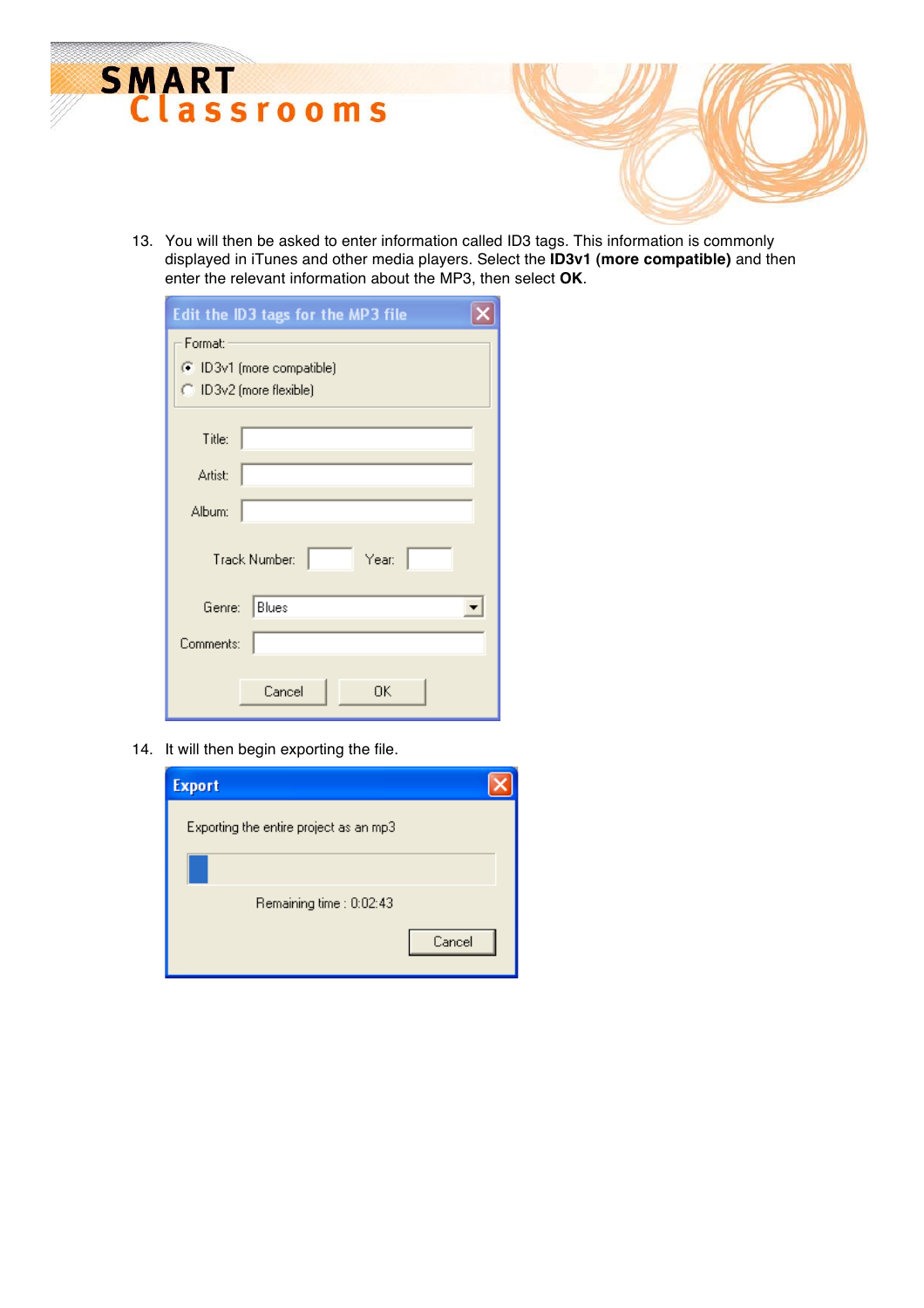13. You will then be asked to enter information called ID3 tags. This information is commonly displayed in iTunes and other media players. Select the **ID3v1 (more compatible)** and then enter the relevant information about the MP3, then select **OK**.

14. It will then begin exporting the file.